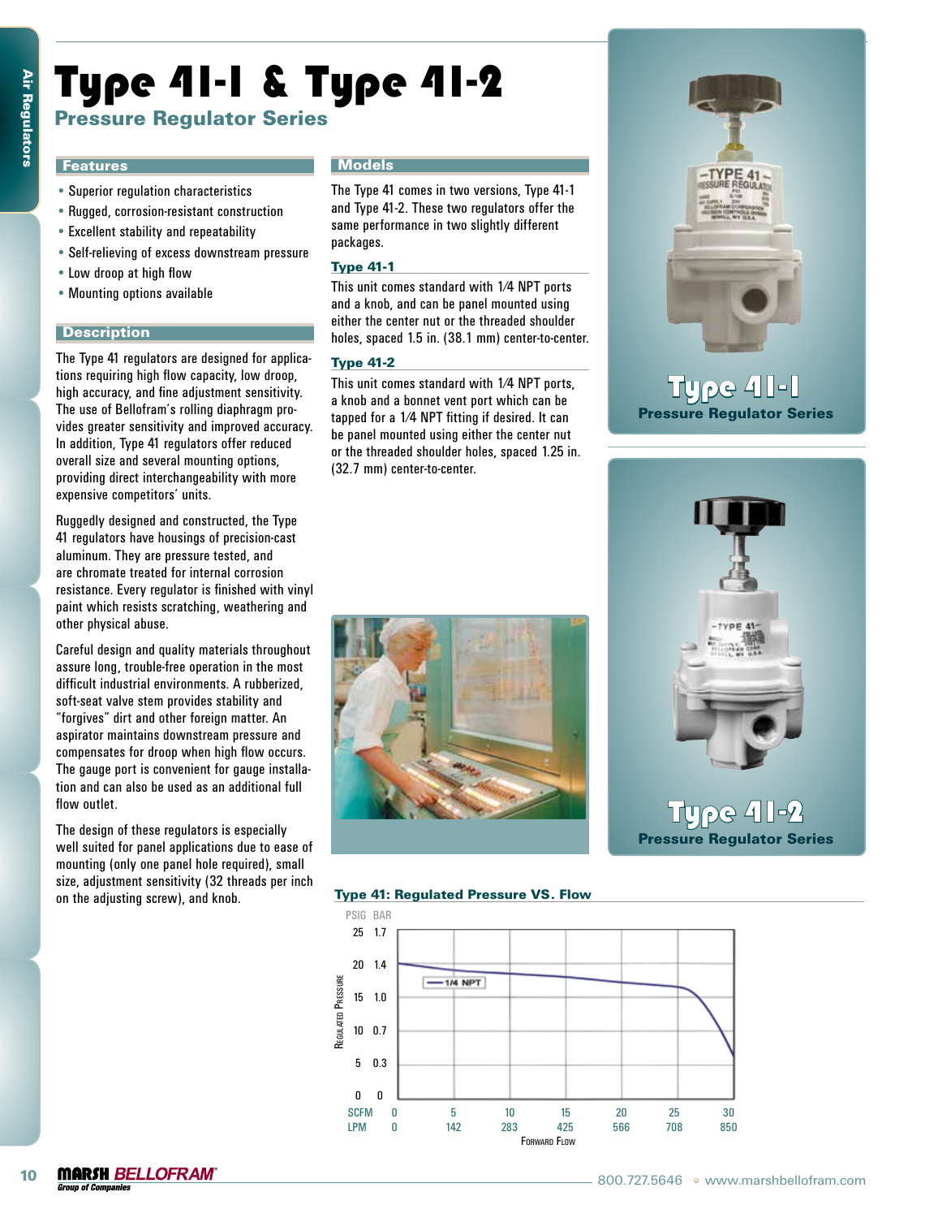# Type 41-1 & Type 41-2

## Pressure Regulator Series

### Features

- Superior regulation characteristics
- Rugged, corrosion-resistant construction
- Excellent stability and repeatability
- Self-relieving of excess downstream pressure
- Low droop at high flow
- Mounting options available

### Description

The Type 41 regulators are designed for applications requiring high flow capacity, low droop, high accuracy, and fine adjustment sensitivity. The use of Bellofram's rolling diaphragm provides greater sensitivity and improved accuracy. In addition, Type 41 regulators offer reduced overall size and several mounting options, providing direct interchangeability with more expensive competitors' units.

Ruggedly designed and constructed, the Type 41 regulators have housings of precision-cast aluminum. They are pressure tested, and are chromate treated for internal corrosion resistance. Every regulator is finished with vinyl paint which resists scratching, weathering and other physical abuse.

Careful design and quality materials throughout assure long, trouble-free operation in the most difficult industrial environments. A rubberized, soft-seat valve stem provides stability and "forgives" dirt and other foreign matter. An aspirator maintains downstream pressure and compensates for droop when high flow occurs. The gauge port is convenient for gauge installation and can also be used as an additional full flow outlet.

The design of these regulators is especially well suited for panel applications due to ease of mounting (only one panel hole required), small size, adjustment sensitivity (32 threads per inch on the adjusting screw), and knob.

### Models

The Type 41 comes in two versions, Type 41-1 and Type 41-2. These two regulators offer the same performance in two slightly different packages.

#### Type 41-1

This unit comes standard with 1/4 NPT ports and a knob, and can be panel mounted using either the center nut or the threaded shoulder holes, spaced 1.5 in. (38.1 mm) center-to-center.

#### Type 41-2

This unit comes standard with 1/4 NPT ports, a knob and a bonnet vent port which can be tapped for a 1/4 NPT fitting if desired. It can be panel mounted using either the center nut or the threaded shoulder holes, spaced 1.25 in. (32.7 mm) center-to-center.

**Type 41-1** Pressure Regulator Series

**Type 41-2** Pressure Regulator Series

#### Type 41: Regulated Pressure VS. Flow

Regulated Pressure (PSIG / BAR): 0/0, 5/0.3, 10/0.7, 15/1.0, 20/1.4, 25/1.7

Forward Flow (SCFM / LPM): 0/0, 5/142, 10/283, 15/425, 20/566, 25/708, 30/850

Legend: 1/4 NPT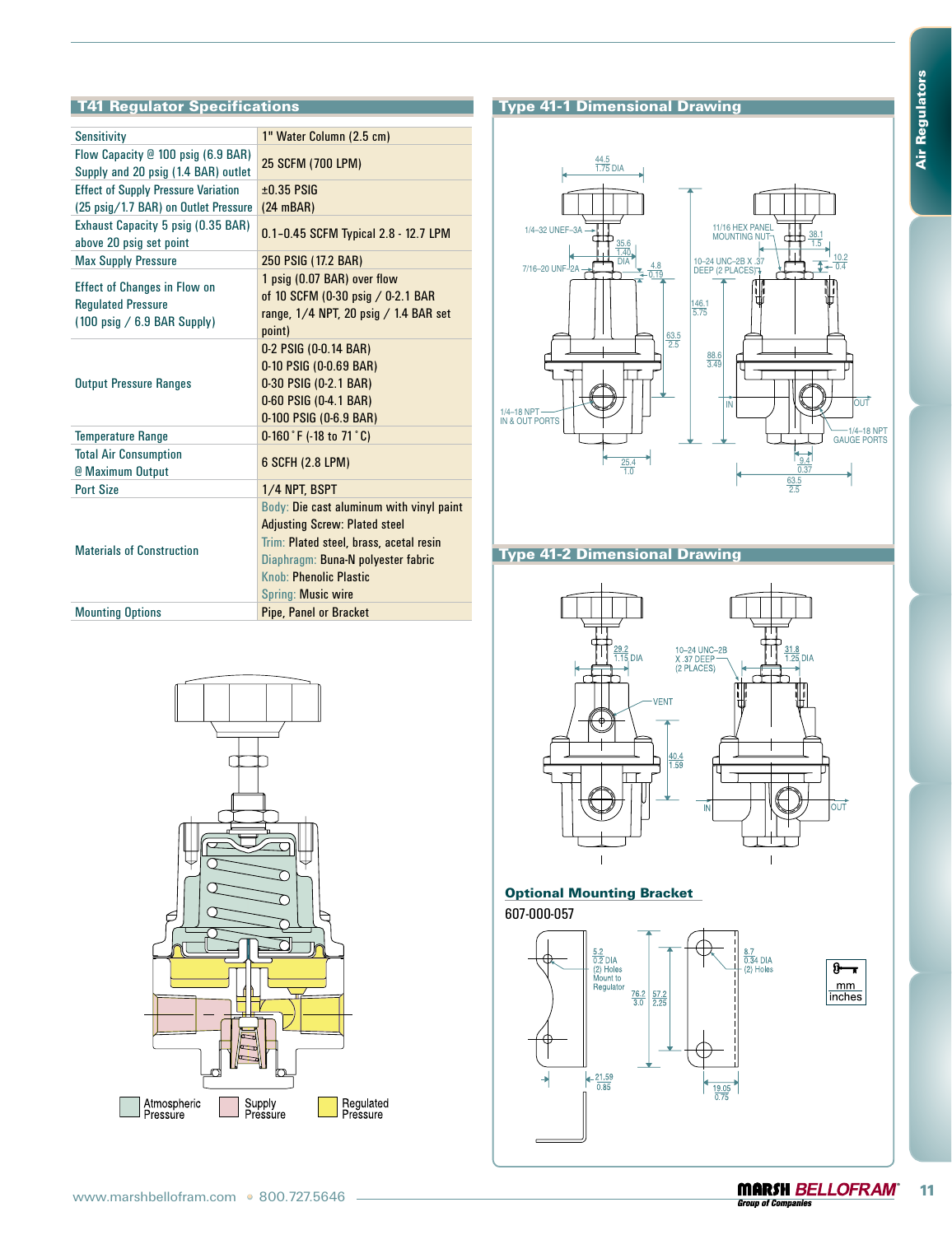## T41 Regulator Specifications

| | |
|---|---|
| Sensitivity | 1" Water Column (2.5 cm) |
| Flow Capacity @ 100 psig (6.9 BAR) Supply and 20 psig (1.4 BAR) outlet | 25 SCFM (700 LPM) |
| Effect of Supply Pressure Variation (25 psig/1.7 BAR) on Outlet Pressure | ±0.35 PSIG (24 mBAR) |
| Exhaust Capacity 5 psig (0.35 BAR) above 20 psig set point | 0.1–0.45 SCFM Typical 2.8 - 12.7 LPM |
| Max Supply Pressure | 250 PSIG (17.2 BAR) |
| Effect of Changes in Flow on Regulated Pressure (100 psig / 6.9 BAR Supply) | 1 psig (0.07 BAR) over flow of 10 SCFM (0-30 psig / 0-2.1 BAR range, 1/4 NPT, 20 psig / 1.4 BAR set point) |
| Output Pressure Ranges | 0-2 PSIG (0-0.14 BAR)<br>0-10 PSIG (0-0.69 BAR)<br>0-30 PSIG (0-2.1 BAR)<br>0-60 PSIG (0-4.1 BAR)<br>0-100 PSIG (0-6.9 BAR) |
| Temperature Range | 0-160˚F (-18 to 71˚C) |
| Total Air Consumption @ Maximum Output | 6 SCFH (2.8 LPM) |
| Port Size | 1/4 NPT, BSPT |
| Materials of Construction | Body: Die cast aluminum with vinyl paint<br>Adjusting Screw: Plated steel<br>Trim: Plated steel, brass, acetal resin<br>Diaphragm: Buna-N polyester fabric<br>Knob: Phenolic Plastic<br>Spring: Music wire |
| Mounting Options | Pipe, Panel or Bracket |

Atmospheric Pressure
Supply Pressure
Regulated Pressure

## Type 41-1 Dimensional Drawing

44.5
1.75 DIA
1/4–32 UNEF–3A
35.6
1.40
DIA
7/16–20 UNF–2A
4.8
0.19
63.5
2.5
1/4–18 NPT
IN & OUT PORTS
25.4
1.0
11/16 HEX PANEL MOUNTING NUT
38.1
1.5
10.2
0.4
10–24 UNC–2B X .37 DEEP (2 PLACES)
146.1
5.75
88.6
3.49
IN
OUT
1/4–18 NPT GAUGE PORTS
9.4
0.37
63.5
2.5

## Type 41-2 Dimensional Drawing

29.2
1.15 DIA
10–24 UNC–2B X .37 DEEP (2 PLACES)
31.8
1.25 DIA
VENT
40.4
1.59
IN
OUT

### Optional Mounting Bracket

607-000-057

5.2
0.2 DIA
(2) Holes
Mount to Regulator
76.2
3.0
57.2
2.25
8.7
0.34 DIA
(2) Holes
21.59
0.85
19.05
0.75

mm
inches